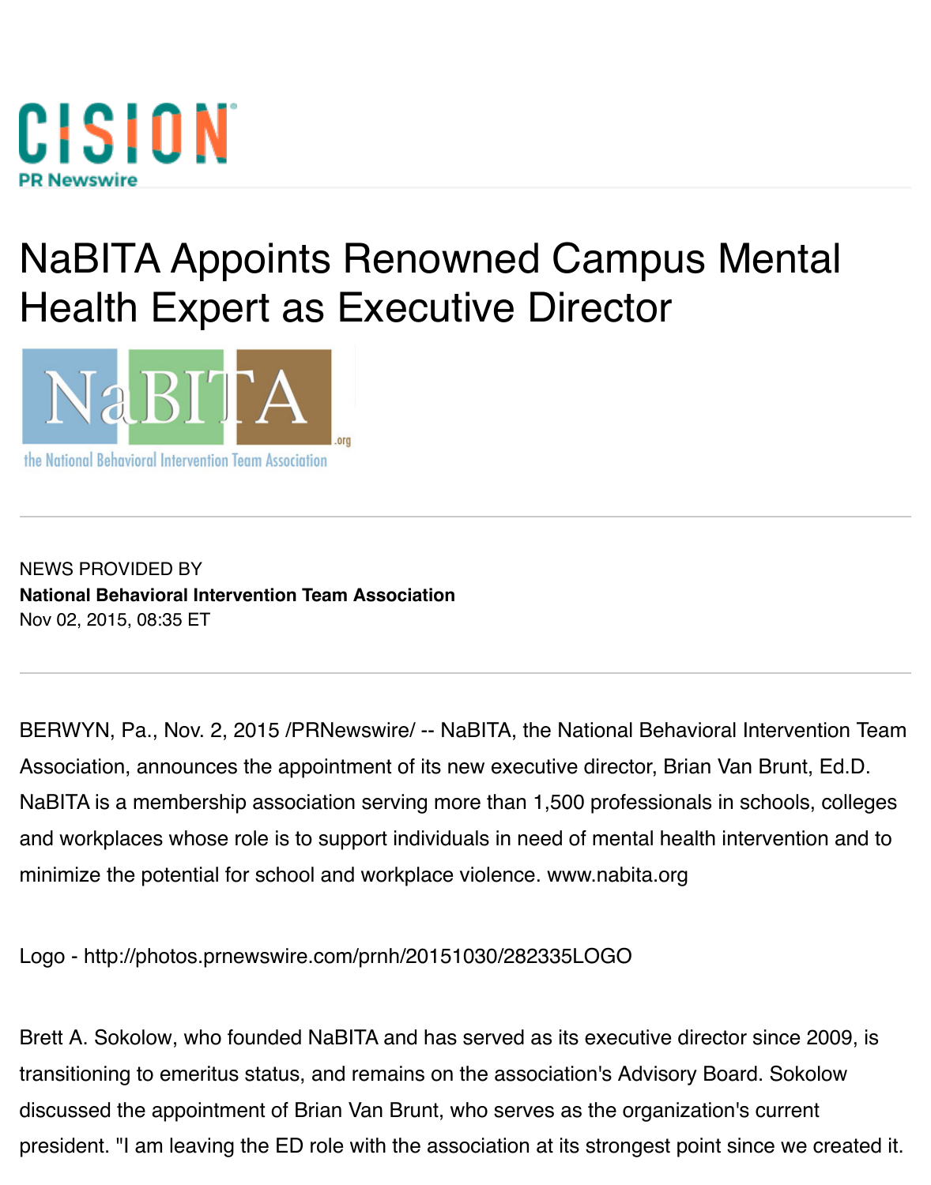# NaBITA Appoints Renowned Campus Mental Health Expert as Executive Director

NEWS PROVIDED BY

**National Behavioral Intervention Team Association**

Nov 02, 2015, 08:35 ET

BERWYN, Pa., Nov. 2, 2015 /PRNewswire/ -- NaBITA, the National Behavioral Intervention Team Association, announces the appointment of its new executive director, Brian Van Brunt, Ed.D. NaBITA is a membership association serving more than 1,500 professionals in schools, colleges and workplaces whose role is to support individuals in need of mental health intervention and to minimize the potential for school and workplace violence. www.nabita.org

Logo - http://photos.prnewswire.com/prnh/20151030/282335LOGO

Brett A. Sokolow, who founded NaBITA and has served as its executive director since 2009, is transitioning to emeritus status, and remains on the association's Advisory Board. Sokolow discussed the appointment of Brian Van Brunt, who serves as the organization's current president. "I am leaving the ED role with the association at its strongest point since we created it.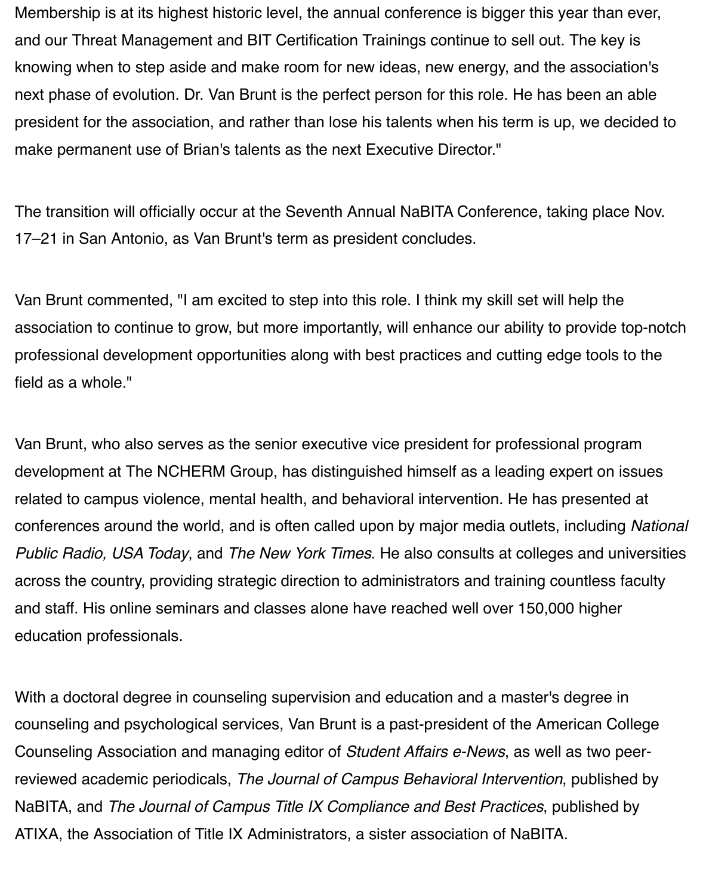Membership is at its highest historic level, the annual conference is bigger this year than ever, and our Threat Management and BIT Certification Trainings continue to sell out. The key is knowing when to step aside and make room for new ideas, new energy, and the association's next phase of evolution. Dr. Van Brunt is the perfect person for this role. He has been an able president for the association, and rather than lose his talents when his term is up, we decided to make permanent use of Brian's talents as the next Executive Director."

The transition will officially occur at the Seventh Annual NaBITA Conference, taking place Nov. 17–21 in San Antonio, as Van Brunt's term as president concludes.

Van Brunt commented, "I am excited to step into this role. I think my skill set will help the association to continue to grow, but more importantly, will enhance our ability to provide top-notch professional development opportunities along with best practices and cutting edge tools to the field as a whole."

Van Brunt, who also serves as the senior executive vice president for professional program development at The NCHERM Group, has distinguished himself as a leading expert on issues related to campus violence, mental health, and behavioral intervention. He has presented at conferences around the world, and is often called upon by major media outlets, including *National Public Radio, USA Today*, and *The New York Times*. He also consults at colleges and universities across the country, providing strategic direction to administrators and training countless faculty and staff. His online seminars and classes alone have reached well over 150,000 higher education professionals.

With a doctoral degree in counseling supervision and education and a master's degree in counseling and psychological services, Van Brunt is a past-president of the American College Counseling Association and managing editor of *Student Affairs e-News*, as well as two peer-reviewed academic periodicals, *The Journal of Campus Behavioral Intervention*, published by NaBITA, and *The Journal of Campus Title IX Compliance and Best Practices*, published by ATIXA, the Association of Title IX Administrators, a sister association of NaBITA.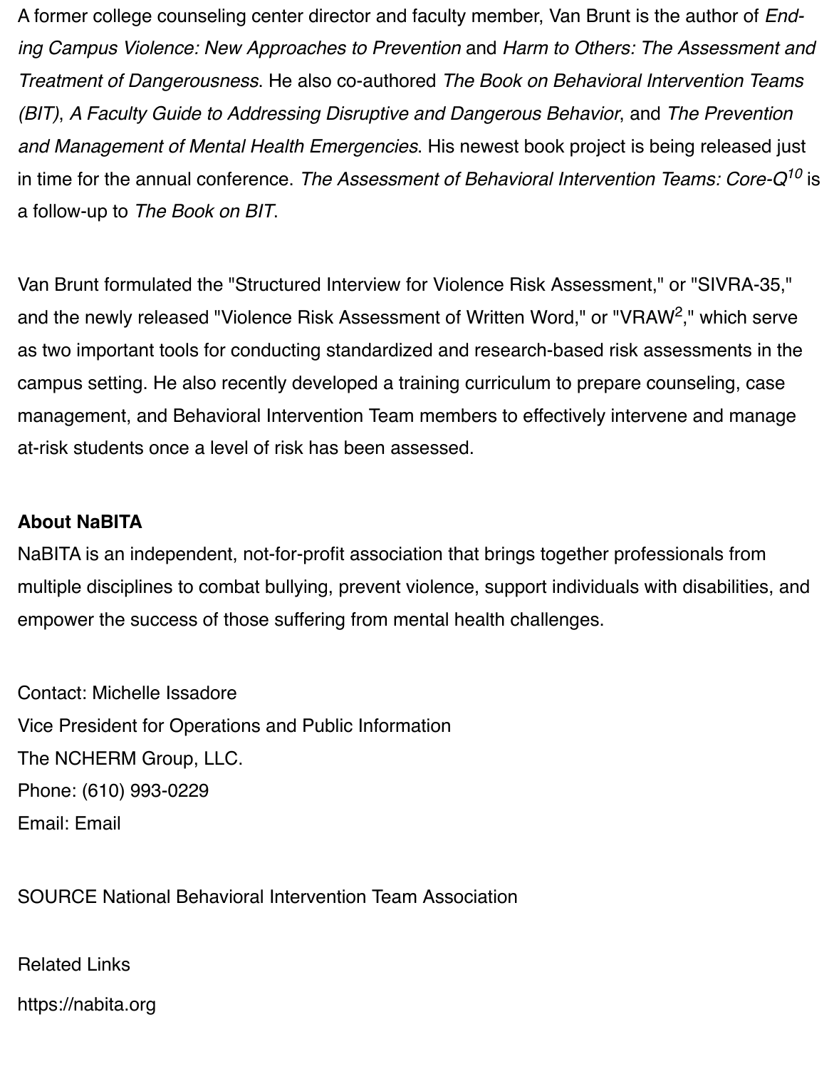A former college counseling center director and faculty member, Van Brunt is the author of *Ending Campus Violence: New Approaches to Prevention* and *Harm to Others: The Assessment and Treatment of Dangerousness*. He also co-authored *The Book on Behavioral Intervention Teams (BIT)*, *A Faculty Guide to Addressing Disruptive and Dangerous Behavior*, and *The Prevention and Management of Mental Health Emergencies*. His newest book project is being released just in time for the annual conference. *The Assessment of Behavioral Intervention Teams: Core-$Q^{10}$* is a follow-up to *The Book on BIT*.

Van Brunt formulated the "Structured Interview for Violence Risk Assessment," or "SIVRA-35," and the newly released "Violence Risk Assessment of Written Word," or "$VRAW^2$," which serve as two important tools for conducting standardized and research-based risk assessments in the campus setting. He also recently developed a training curriculum to prepare counseling, case management, and Behavioral Intervention Team members to effectively intervene and manage at-risk students once a level of risk has been assessed.

**About NaBITA**

NaBITA is an independent, not-for-profit association that brings together professionals from multiple disciplines to combat bullying, prevent violence, support individuals with disabilities, and empower the success of those suffering from mental health challenges.

Contact: Michelle Issadore
Vice President for Operations and Public Information
The NCHERM Group, LLC.
Phone: (610) 993-0229
Email: Email

SOURCE National Behavioral Intervention Team Association

Related Links

https://nabita.org